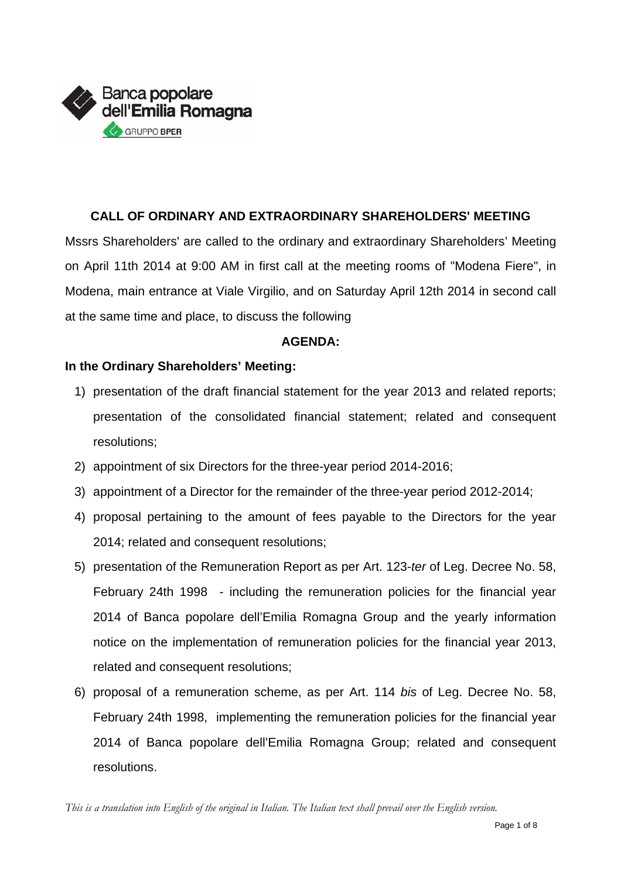## CALL OF ORDINARY AND EXTRAORDINARY SHAREHOLDERS' MEETING

Mssrs Shareholders' are called to the ordinary and extraordinary Shareholders' Meeting on April 11th 2014 at 9:00 AM in first call at the meeting rooms of "Modena Fiere", in Modena, main entrance at Viale Virgilio, and on Saturday April 12th 2014 in second call at the same time and place, to discuss the following

**AGENDA:**

**In the Ordinary Shareholders' Meeting:**

1) presentation of the draft financial statement for the year 2013 and related reports; presentation of the consolidated financial statement; related and consequent resolutions;
2) appointment of six Directors for the three-year period 2014-2016;
3) appointment of a Director for the remainder of the three-year period 2012-2014;
4) proposal pertaining to the amount of fees payable to the Directors for the year 2014; related and consequent resolutions;
5) presentation of the Remuneration Report as per Art. 123-*ter* of Leg. Decree No. 58, February 24th 1998 - including the remuneration policies for the financial year 2014 of Banca popolare dell'Emilia Romagna Group and the yearly information notice on the implementation of remuneration policies for the financial year 2013, related and consequent resolutions;
6) proposal of a remuneration scheme, as per Art. 114 *bis* of Leg. Decree No. 58, February 24th 1998, implementing the remuneration policies for the financial year 2014 of Banca popolare dell'Emilia Romagna Group; related and consequent resolutions.

*This is a translation into English of the original in Italian. The Italian text shall prevail over the English version.*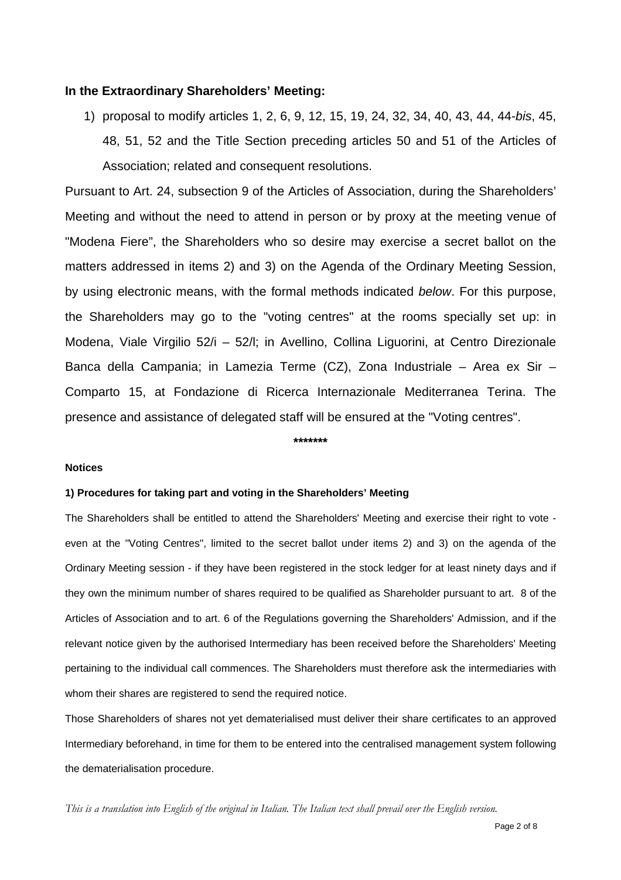**In the Extraordinary Shareholders' Meeting:**

1) proposal to modify articles 1, 2, 6, 9, 12, 15, 19, 24, 32, 34, 40, 43, 44, 44-*bis*, 45, 48, 51, 52 and the Title Section preceding articles 50 and 51 of the Articles of Association; related and consequent resolutions.

Pursuant to Art. 24, subsection 9 of the Articles of Association, during the Shareholders' Meeting and without the need to attend in person or by proxy at the meeting venue of "Modena Fiere", the Shareholders who so desire may exercise a secret ballot on the matters addressed in items 2) and 3) on the Agenda of the Ordinary Meeting Session, by using electronic means, with the formal methods indicated *below*. For this purpose, the Shareholders may go to the "voting centres" at the rooms specially set up: in Modena, Viale Virgilio 52/i – 52/l; in Avellino, Collina Liguorini, at Centro Direzionale Banca della Campania; in Lamezia Terme (CZ), Zona Industriale – Area ex Sir – Comparto 15, at Fondazione di Ricerca Internazionale Mediterranea Terina. The presence and assistance of delegated staff will be ensured at the "Voting centres".

**\*\*\*\*\*\*\***

**Notices**

**1) Procedures for taking part and voting in the Shareholders' Meeting**

The Shareholders shall be entitled to attend the Shareholders' Meeting and exercise their right to vote - even at the "Voting Centres", limited to the secret ballot under items 2) and 3) on the agenda of the Ordinary Meeting session - if they have been registered in the stock ledger for at least ninety days and if they own the minimum number of shares required to be qualified as Shareholder pursuant to art. 8 of the Articles of Association and to art. 6 of the Regulations governing the Shareholders' Admission, and if the relevant notice given by the authorised Intermediary has been received before the Shareholders' Meeting pertaining to the individual call commences. The Shareholders must therefore ask the intermediaries with whom their shares are registered to send the required notice.

Those Shareholders of shares not yet dematerialised must deliver their share certificates to an approved Intermediary beforehand, in time for them to be entered into the centralised management system following the dematerialisation procedure.

*This is a translation into English of the original in Italian. The Italian text shall prevail over the English version.*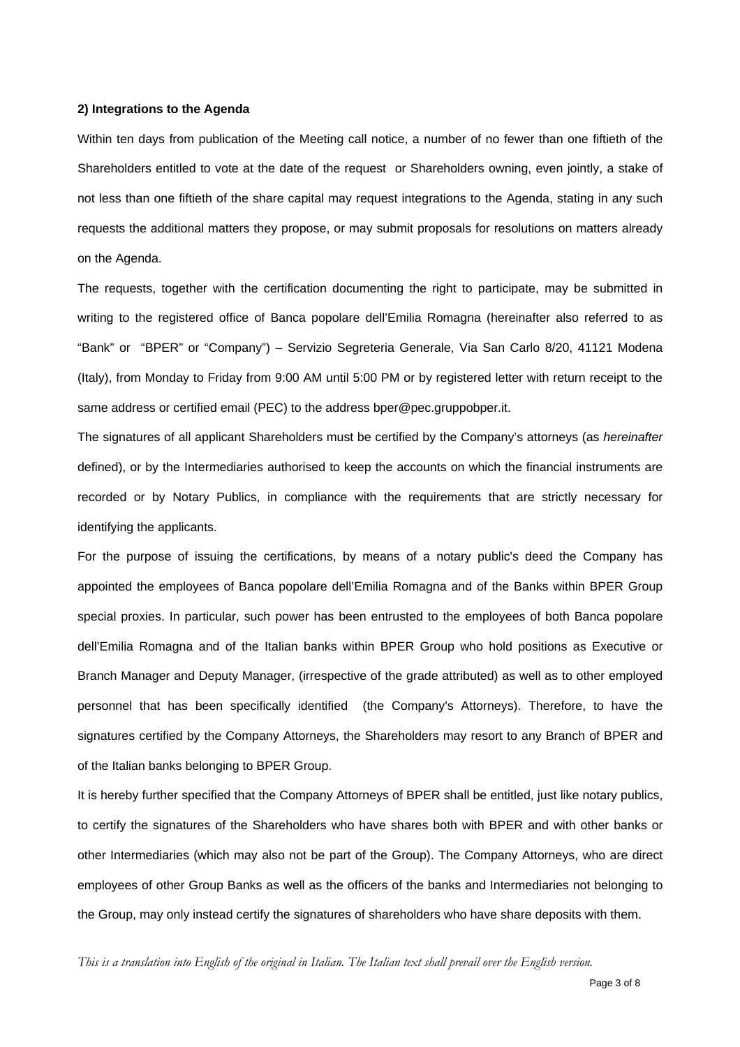**2) Integrations to the Agenda**

Within ten days from publication of the Meeting call notice, a number of no fewer than one fiftieth of the Shareholders entitled to vote at the date of the request or Shareholders owning, even jointly, a stake of not less than one fiftieth of the share capital may request integrations to the Agenda, stating in any such requests the additional matters they propose, or may submit proposals for resolutions on matters already on the Agenda.

The requests, together with the certification documenting the right to participate, may be submitted in writing to the registered office of Banca popolare dell'Emilia Romagna (hereinafter also referred to as "Bank" or "BPER" or "Company") – Servizio Segreteria Generale, Via San Carlo 8/20, 41121 Modena (Italy), from Monday to Friday from 9:00 AM until 5:00 PM or by registered letter with return receipt to the same address or certified email (PEC) to the address bper@pec.gruppobper.it.

The signatures of all applicant Shareholders must be certified by the Company's attorneys (as *hereinafter* defined), or by the Intermediaries authorised to keep the accounts on which the financial instruments are recorded or by Notary Publics, in compliance with the requirements that are strictly necessary for identifying the applicants.

For the purpose of issuing the certifications, by means of a notary public's deed the Company has appointed the employees of Banca popolare dell'Emilia Romagna and of the Banks within BPER Group special proxies. In particular, such power has been entrusted to the employees of both Banca popolare dell'Emilia Romagna and of the Italian banks within BPER Group who hold positions as Executive or Branch Manager and Deputy Manager, (irrespective of the grade attributed) as well as to other employed personnel that has been specifically identified (the Company's Attorneys). Therefore, to have the signatures certified by the Company Attorneys, the Shareholders may resort to any Branch of BPER and of the Italian banks belonging to BPER Group.

It is hereby further specified that the Company Attorneys of BPER shall be entitled, just like notary publics, to certify the signatures of the Shareholders who have shares both with BPER and with other banks or other Intermediaries (which may also not be part of the Group). The Company Attorneys, who are direct employees of other Group Banks as well as the officers of the banks and Intermediaries not belonging to the Group, may only instead certify the signatures of shareholders who have share deposits with them.

*This is a translation into English of the original in Italian. The Italian text shall prevail over the English version.*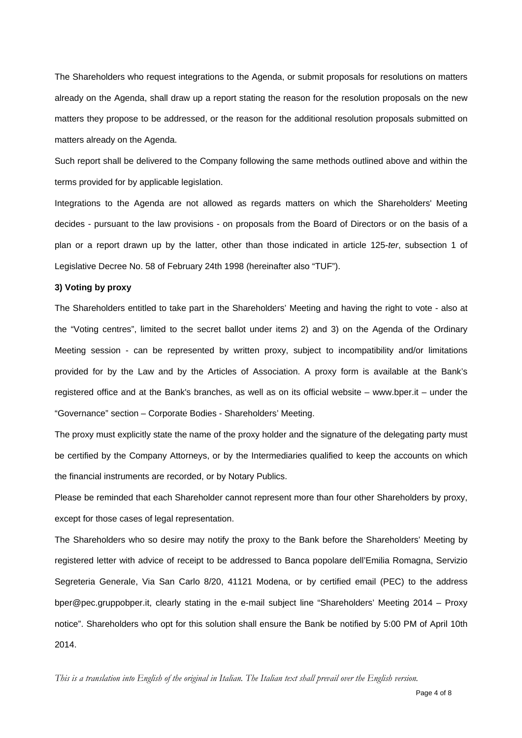The Shareholders who request integrations to the Agenda, or submit proposals for resolutions on matters already on the Agenda, shall draw up a report stating the reason for the resolution proposals on the new matters they propose to be addressed, or the reason for the additional resolution proposals submitted on matters already on the Agenda.

Such report shall be delivered to the Company following the same methods outlined above and within the terms provided for by applicable legislation.

Integrations to the Agenda are not allowed as regards matters on which the Shareholders' Meeting decides - pursuant to the law provisions - on proposals from the Board of Directors or on the basis of a plan or a report drawn up by the latter, other than those indicated in article 125-*ter*, subsection 1 of Legislative Decree No. 58 of February 24th 1998 (hereinafter also "TUF").

**3) Voting by proxy**

The Shareholders entitled to take part in the Shareholders' Meeting and having the right to vote - also at the "Voting centres", limited to the secret ballot under items 2) and 3) on the Agenda of the Ordinary Meeting session - can be represented by written proxy, subject to incompatibility and/or limitations provided for by the Law and by the Articles of Association. A proxy form is available at the Bank's registered office and at the Bank's branches, as well as on its official website – www.bper.it – under the "Governance" section – Corporate Bodies - Shareholders' Meeting.

The proxy must explicitly state the name of the proxy holder and the signature of the delegating party must be certified by the Company Attorneys, or by the Intermediaries qualified to keep the accounts on which the financial instruments are recorded, or by Notary Publics.

Please be reminded that each Shareholder cannot represent more than four other Shareholders by proxy, except for those cases of legal representation.

The Shareholders who so desire may notify the proxy to the Bank before the Shareholders' Meeting by registered letter with advice of receipt to be addressed to Banca popolare dell'Emilia Romagna, Servizio Segreteria Generale, Via San Carlo 8/20, 41121 Modena, or by certified email (PEC) to the address bper@pec.gruppobper.it, clearly stating in the e-mail subject line "Shareholders' Meeting 2014 – Proxy notice". Shareholders who opt for this solution shall ensure the Bank be notified by 5:00 PM of April 10th 2014.

*This is a translation into English of the original in Italian. The Italian text shall prevail over the English version.*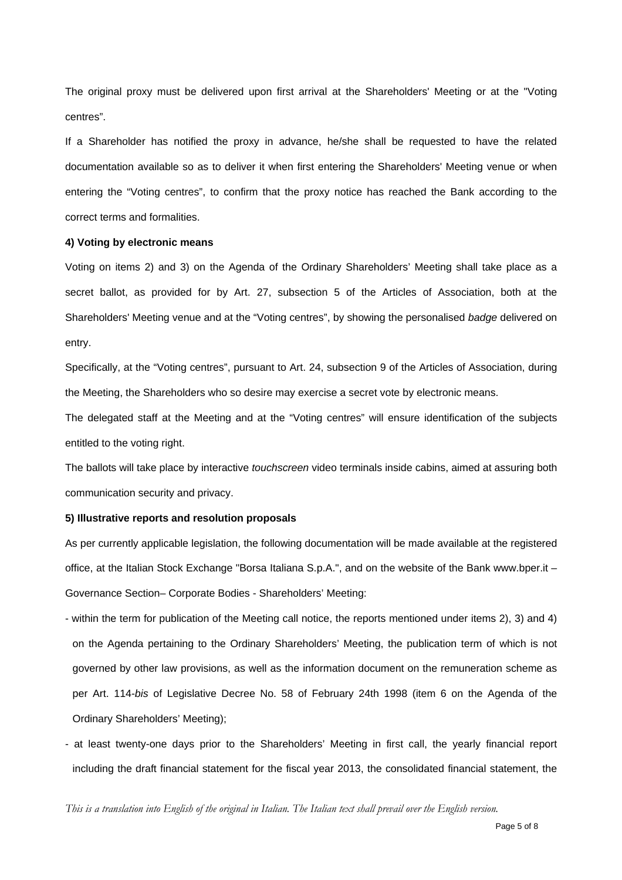The original proxy must be delivered upon first arrival at the Shareholders' Meeting or at the "Voting centres".

If a Shareholder has notified the proxy in advance, he/she shall be requested to have the related documentation available so as to deliver it when first entering the Shareholders' Meeting venue or when entering the "Voting centres", to confirm that the proxy notice has reached the Bank according to the correct terms and formalities.

**4) Voting by electronic means**

Voting on items 2) and 3) on the Agenda of the Ordinary Shareholders' Meeting shall take place as a secret ballot, as provided for by Art. 27, subsection 5 of the Articles of Association, both at the Shareholders' Meeting venue and at the "Voting centres", by showing the personalised *badge* delivered on entry.

Specifically, at the "Voting centres", pursuant to Art. 24, subsection 9 of the Articles of Association, during the Meeting, the Shareholders who so desire may exercise a secret vote by electronic means.

The delegated staff at the Meeting and at the "Voting centres" will ensure identification of the subjects entitled to the voting right.

The ballots will take place by interactive *touchscreen* video terminals inside cabins, aimed at assuring both communication security and privacy.

**5) Illustrative reports and resolution proposals**

As per currently applicable legislation, the following documentation will be made available at the registered office, at the Italian Stock Exchange "Borsa Italiana S.p.A.", and on the website of the Bank www.bper.it – Governance Section– Corporate Bodies - Shareholders' Meeting:

- within the term for publication of the Meeting call notice, the reports mentioned under items 2), 3) and 4) on the Agenda pertaining to the Ordinary Shareholders' Meeting, the publication term of which is not governed by other law provisions, as well as the information document on the remuneration scheme as per Art. 114-*bis* of Legislative Decree No. 58 of February 24th 1998 (item 6 on the Agenda of the Ordinary Shareholders' Meeting);
- at least twenty-one days prior to the Shareholders' Meeting in first call, the yearly financial report including the draft financial statement for the fiscal year 2013, the consolidated financial statement, the

*This is a translation into English of the original in Italian. The Italian text shall prevail over the English version.*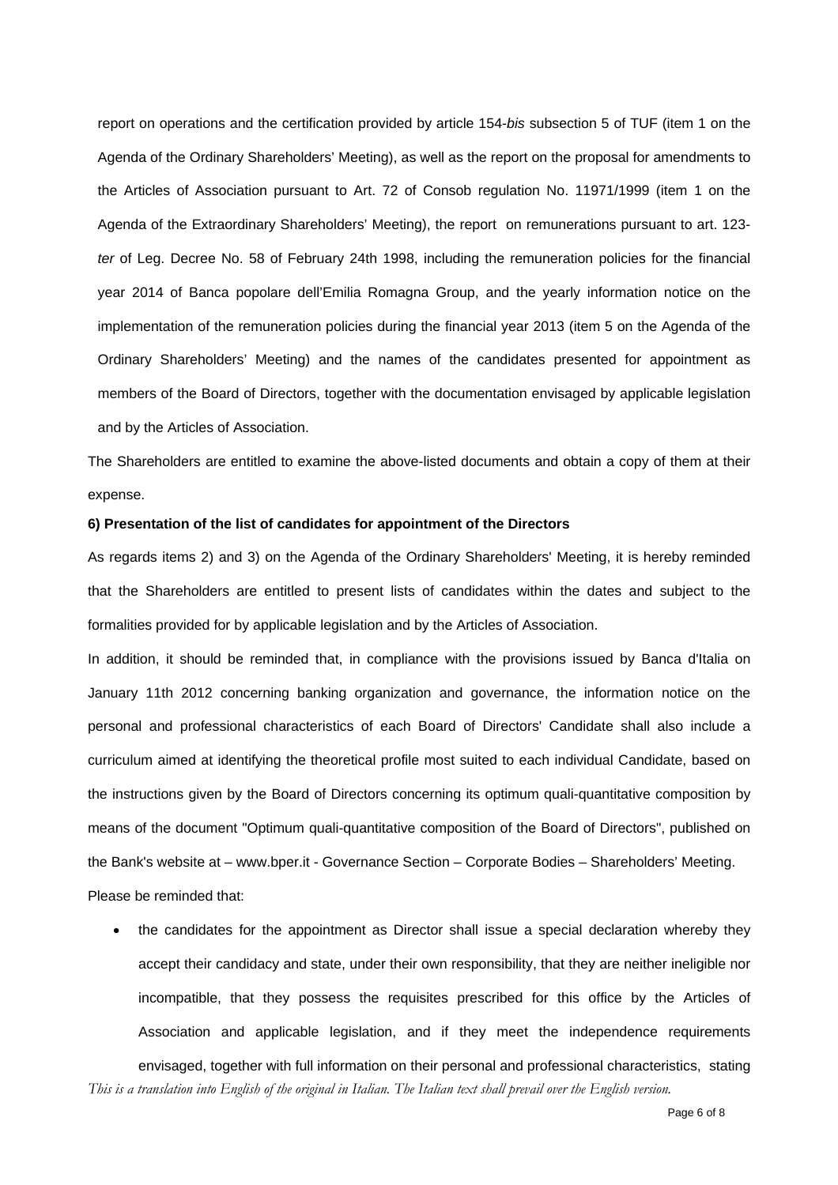report on operations and the certification provided by article 154-*bis* subsection 5 of TUF (item 1 on the Agenda of the Ordinary Shareholders' Meeting), as well as the report on the proposal for amendments to the Articles of Association pursuant to Art. 72 of Consob regulation No. 11971/1999 (item 1 on the Agenda of the Extraordinary Shareholders' Meeting), the report on remunerations pursuant to art. 123-*ter* of Leg. Decree No. 58 of February 24th 1998, including the remuneration policies for the financial year 2014 of Banca popolare dell'Emilia Romagna Group, and the yearly information notice on the implementation of the remuneration policies during the financial year 2013 (item 5 on the Agenda of the Ordinary Shareholders' Meeting) and the names of the candidates presented for appointment as members of the Board of Directors, together with the documentation envisaged by applicable legislation and by the Articles of Association.

The Shareholders are entitled to examine the above-listed documents and obtain a copy of them at their expense.

**6) Presentation of the list of candidates for appointment of the Directors**

As regards items 2) and 3) on the Agenda of the Ordinary Shareholders' Meeting, it is hereby reminded that the Shareholders are entitled to present lists of candidates within the dates and subject to the formalities provided for by applicable legislation and by the Articles of Association.

In addition, it should be reminded that, in compliance with the provisions issued by Banca d'Italia on January 11th 2012 concerning banking organization and governance, the information notice on the personal and professional characteristics of each Board of Directors' Candidate shall also include a curriculum aimed at identifying the theoretical profile most suited to each individual Candidate, based on the instructions given by the Board of Directors concerning its optimum quali-quantitative composition by means of the document "Optimum quali-quantitative composition of the Board of Directors", published on the Bank's website at – www.bper.it - Governance Section – Corporate Bodies – Shareholders' Meeting.

Please be reminded that:

- the candidates for the appointment as Director shall issue a special declaration whereby they accept their candidacy and state, under their own responsibility, that they are neither ineligible nor incompatible, that they possess the requisites prescribed for this office by the Articles of Association and applicable legislation, and if they meet the independence requirements envisaged, together with full information on their personal and professional characteristics, stating

*This is a translation into English of the original in Italian. The Italian text shall prevail over the English version.*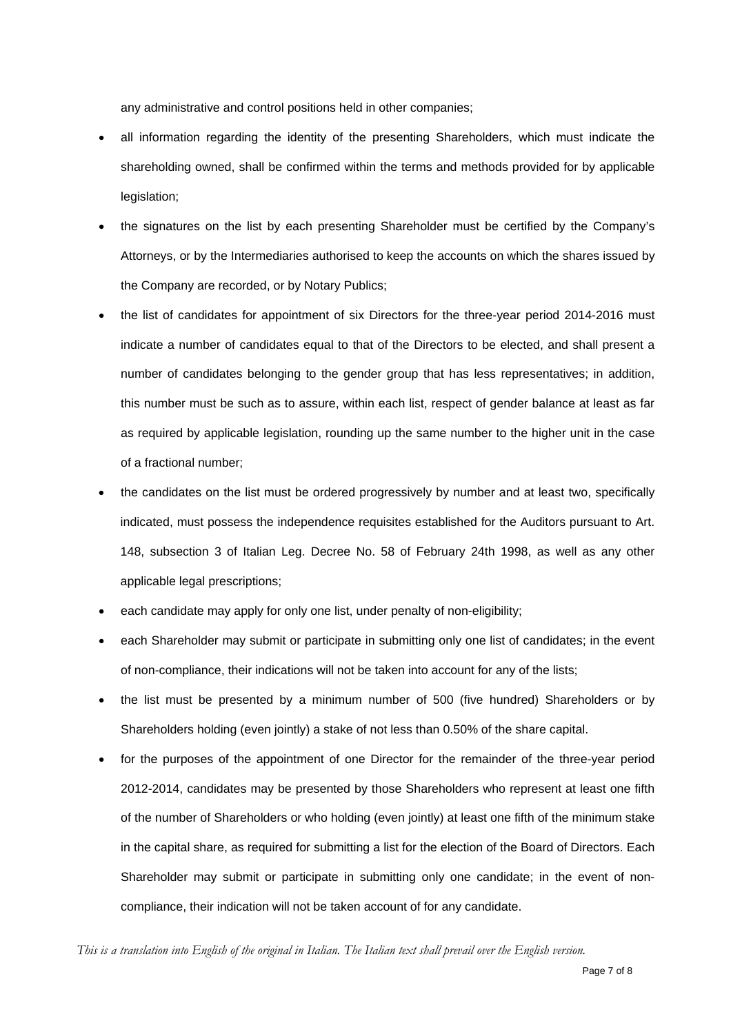any administrative and control positions held in other companies;

- all information regarding the identity of the presenting Shareholders, which must indicate the shareholding owned, shall be confirmed within the terms and methods provided for by applicable legislation;
- the signatures on the list by each presenting Shareholder must be certified by the Company's Attorneys, or by the Intermediaries authorised to keep the accounts on which the shares issued by the Company are recorded, or by Notary Publics;
- the list of candidates for appointment of six Directors for the three-year period 2014-2016 must indicate a number of candidates equal to that of the Directors to be elected, and shall present a number of candidates belonging to the gender group that has less representatives; in addition, this number must be such as to assure, within each list, respect of gender balance at least as far as required by applicable legislation, rounding up the same number to the higher unit in the case of a fractional number;
- the candidates on the list must be ordered progressively by number and at least two, specifically indicated, must possess the independence requisites established for the Auditors pursuant to Art. 148, subsection 3 of Italian Leg. Decree No. 58 of February 24th 1998, as well as any other applicable legal prescriptions;
- each candidate may apply for only one list, under penalty of non-eligibility;
- each Shareholder may submit or participate in submitting only one list of candidates; in the event of non-compliance, their indications will not be taken into account for any of the lists;
- the list must be presented by a minimum number of 500 (five hundred) Shareholders or by Shareholders holding (even jointly) a stake of not less than 0.50% of the share capital.
- for the purposes of the appointment of one Director for the remainder of the three-year period 2012-2014, candidates may be presented by those Shareholders who represent at least one fifth of the number of Shareholders or who holding (even jointly) at least one fifth of the minimum stake in the capital share, as required for submitting a list for the election of the Board of Directors. Each Shareholder may submit or participate in submitting only one candidate; in the event of non-compliance, their indication will not be taken account of for any candidate.

*This is a translation into English of the original in Italian. The Italian text shall prevail over the English version.*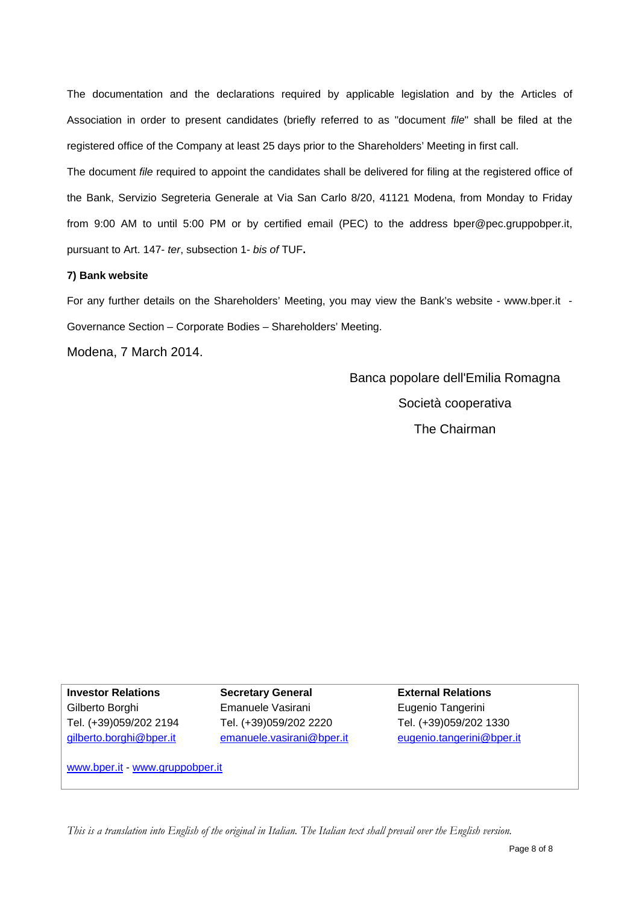The documentation and the declarations required by applicable legislation and by the Articles of Association in order to present candidates (briefly referred to as "document *file*" shall be filed at the registered office of the Company at least 25 days prior to the Shareholders' Meeting in first call.

The document *file* required to appoint the candidates shall be delivered for filing at the registered office of the Bank, Servizio Segreteria Generale at Via San Carlo 8/20, 41121 Modena, from Monday to Friday from 9:00 AM to until 5:00 PM or by certified email (PEC) to the address bper@pec.gruppobper.it, pursuant to Art. 147- *ter*, subsection 1- *bis of* TUF**.**

**7) Bank website**

For any further details on the Shareholders' Meeting, you may view the Bank's website - www.bper.it - Governance Section – Corporate Bodies – Shareholders' Meeting.

Modena, 7 March 2014.

Banca popolare dell'Emilia Romagna

Società cooperativa

The Chairman

| | | |
|---|---|---|
| **Investor Relations** | **Secretary General** | **External Relations** |
| Gilberto Borghi | Emanuele Vasirani | Eugenio Tangerini |
| Tel. (+39)059/202 2194 | Tel. (+39)059/202 2220 | Tel. (+39)059/202 1330 |
| gilberto.borghi@bper.it | emanuele.vasirani@bper.it | eugenio.tangerini@bper.it |

www.bper.it - www.gruppobper.it

*This is a translation into English of the original in Italian. The Italian text shall prevail over the English version.*